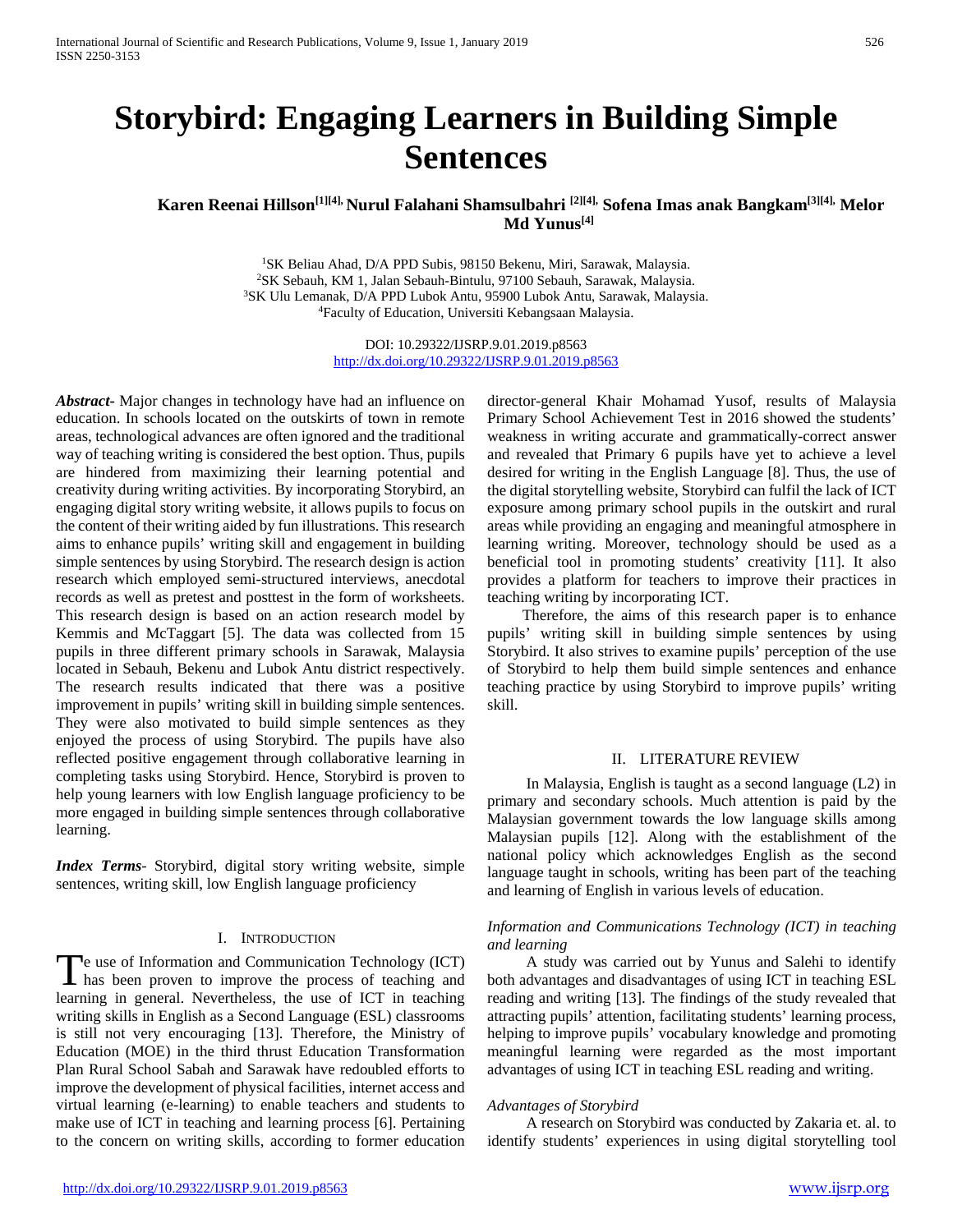# Storybird: Engaging Learners in Building Simple Sentences

**Karen Reenai Hillson[1][4], Nurul Falahani Shamsulbahri [2][4], Sofena Imas anak Bangkam[3][4], Melor Md Yunus[4]**

[1]SK Beliau Ahad, D/A PPD Subis, 98150 Bekenu, Miri, Sarawak, Malaysia.
[2]SK Sebauh, KM 1, Jalan Sebauh-Bintulu, 97100 Sebauh, Sarawak, Malaysia.
[3]SK Ulu Lemanak, D/A PPD Lubok Antu, 95900 Lubok Antu, Sarawak, Malaysia.
[4]Faculty of Education, Universiti Kebangsaan Malaysia.

DOI: 10.29322/IJSRP.9.01.2019.p8563
http://dx.doi.org/10.29322/IJSRP.9.01.2019.p8563

***Abstract*-** Major changes in technology have had an influence on education. In schools located on the outskirts of town in remote areas, technological advances are often ignored and the traditional way of teaching writing is considered the best option. Thus, pupils are hindered from maximizing their learning potential and creativity during writing activities. By incorporating Storybird, an engaging digital story writing website, it allows pupils to focus on the content of their writing aided by fun illustrations. This research aims to enhance pupils' writing skill and engagement in building simple sentences by using Storybird. The research design is action research which employed semi-structured interviews, anecdotal records as well as pretest and posttest in the form of worksheets. This research design is based on an action research model by Kemmis and McTaggart [5]. The data was collected from 15 pupils in three different primary schools in Sarawak, Malaysia located in Sebauh, Bekenu and Lubok Antu district respectively. The research results indicated that there was a positive improvement in pupils' writing skill in building simple sentences. They were also motivated to build simple sentences as they enjoyed the process of using Storybird. The pupils have also reflected positive engagement through collaborative learning in completing tasks using Storybird. Hence, Storybird is proven to help young learners with low English language proficiency to be more engaged in building simple sentences through collaborative learning.

***Index Terms*-** Storybird, digital story writing website, simple sentences, writing skill, low English language proficiency

## I. Introduction

The use of Information and Communication Technology (ICT) has been proven to improve the process of teaching and learning in general. Nevertheless, the use of ICT in teaching writing skills in English as a Second Language (ESL) classrooms is still not very encouraging [13]. Therefore, the Ministry of Education (MOE) in the third thrust Education Transformation Plan Rural School Sabah and Sarawak have redoubled efforts to improve the development of physical facilities, internet access and virtual learning (e-learning) to enable teachers and students to make use of ICT in teaching and learning process [6]. Pertaining to the concern on writing skills, according to former education director-general Khair Mohamad Yusof, results of Malaysia Primary School Achievement Test in 2016 showed the students' weakness in writing accurate and grammatically-correct answer and revealed that Primary 6 pupils have yet to achieve a level desired for writing in the English Language [8]. Thus, the use of the digital storytelling website, Storybird can fulfil the lack of ICT exposure among primary school pupils in the outskirt and rural areas while providing an engaging and meaningful atmosphere in learning writing. Moreover, technology should be used as a beneficial tool in promoting students' creativity [11]. It also provides a platform for teachers to improve their practices in teaching writing by incorporating ICT.

Therefore, the aims of this research paper is to enhance pupils' writing skill in building simple sentences by using Storybird. It also strives to examine pupils' perception of the use of Storybird to help them build simple sentences and enhance teaching practice by using Storybird to improve pupils' writing skill.

## II. Literature Review

In Malaysia, English is taught as a second language (L2) in primary and secondary schools. Much attention is paid by the Malaysian government towards the low language skills among Malaysian pupils [12]. Along with the establishment of the national policy which acknowledges English as the second language taught in schools, writing has been part of the teaching and learning of English in various levels of education.

### *Information and Communications Technology (ICT) in teaching and learning*

A study was carried out by Yunus and Salehi to identify both advantages and disadvantages of using ICT in teaching ESL reading and writing [13]. The findings of the study revealed that attracting pupils' attention, facilitating students' learning process, helping to improve pupils' vocabulary knowledge and promoting meaningful learning were regarded as the most important advantages of using ICT in teaching ESL reading and writing.

### *Advantages of Storybird*

A research on Storybird was conducted by Zakaria et. al. to identify students' experiences in using digital storytelling tool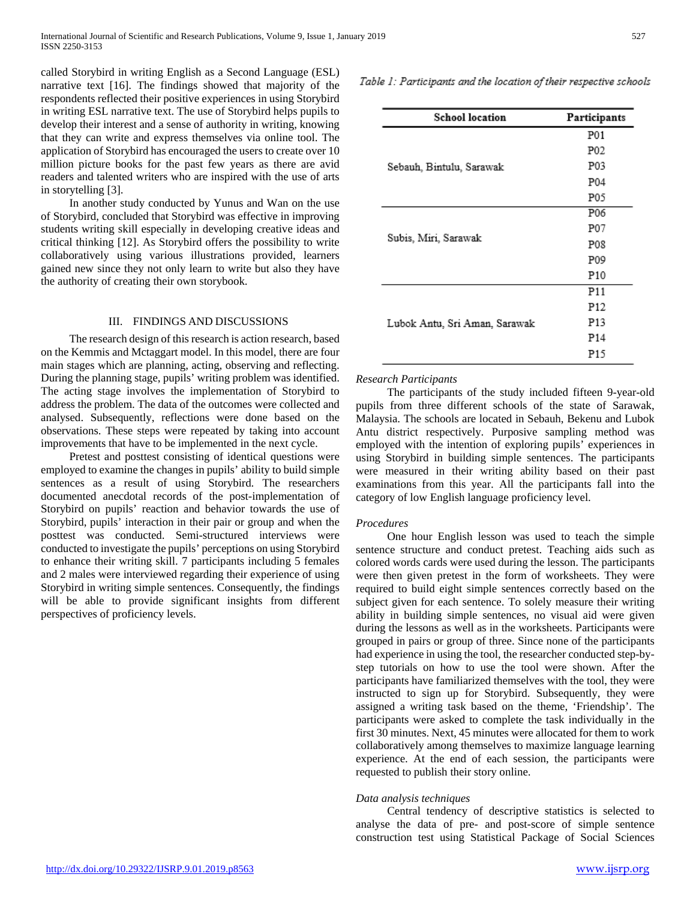called Storybird in writing English as a Second Language (ESL) narrative text [16]. The findings showed that majority of the respondents reflected their positive experiences in using Storybird in writing ESL narrative text. The use of Storybird helps pupils to develop their interest and a sense of authority in writing, knowing that they can write and express themselves via online tool. The application of Storybird has encouraged the users to create over 10 million picture books for the past few years as there are avid readers and talented writers who are inspired with the use of arts in storytelling [3].

In another study conducted by Yunus and Wan on the use of Storybird, concluded that Storybird was effective in improving students writing skill especially in developing creative ideas and critical thinking [12]. As Storybird offers the possibility to write collaboratively using various illustrations provided, learners gained new since they not only learn to write but also they have the authority of creating their own storybook.

## III. FINDINGS AND DISCUSSIONS

The research design of this research is action research, based on the Kemmis and Mctaggart model. In this model, there are four main stages which are planning, acting, observing and reflecting. During the planning stage, pupils' writing problem was identified. The acting stage involves the implementation of Storybird to address the problem. The data of the outcomes were collected and analysed. Subsequently, reflections were done based on the observations. These steps were repeated by taking into account improvements that have to be implemented in the next cycle.

Pretest and posttest consisting of identical questions were employed to examine the changes in pupils' ability to build simple sentences as a result of using Storybird. The researchers documented anecdotal records of the post-implementation of Storybird on pupils' reaction and behavior towards the use of Storybird, pupils' interaction in their pair or group and when the posttest was conducted. Semi-structured interviews were conducted to investigate the pupils' perceptions on using Storybird to enhance their writing skill. 7 participants including 5 females and 2 males were interviewed regarding their experience of using Storybird in writing simple sentences. Consequently, the findings will be able to provide significant insights from different perspectives of proficiency levels.

*Table 1: Participants and the location of their respective schools*

| School location | Participants |
|---|---|
| Sebauh, Bintulu, Sarawak | P01 |
| | P02 |
| | P03 |
| | P04 |
| | P05 |
| Subis, Miri, Sarawak | P06 |
| | P07 |
| | P08 |
| | P09 |
| | P10 |
| Lubok Antu, Sri Aman, Sarawak | P11 |
| | P12 |
| | P13 |
| | P14 |
| | P15 |

*Research Participants*

The participants of the study included fifteen 9-year-old pupils from three different schools of the state of Sarawak, Malaysia. The schools are located in Sebauh, Bekenu and Lubok Antu district respectively. Purposive sampling method was employed with the intention of exploring pupils' experiences in using Storybird in building simple sentences. The participants were measured in their writing ability based on their past examinations from this year. All the participants fall into the category of low English language proficiency level.

*Procedures*

One hour English lesson was used to teach the simple sentence structure and conduct pretest. Teaching aids such as colored words cards were used during the lesson. The participants were then given pretest in the form of worksheets. They were required to build eight simple sentences correctly based on the subject given for each sentence. To solely measure their writing ability in building simple sentences, no visual aid were given during the lessons as well as in the worksheets. Participants were grouped in pairs or group of three. Since none of the participants had experience in using the tool, the researcher conducted step-by-step tutorials on how to use the tool were shown. After the participants have familiarized themselves with the tool, they were instructed to sign up for Storybird. Subsequently, they were assigned a writing task based on the theme, 'Friendship'. The participants were asked to complete the task individually in the first 30 minutes. Next, 45 minutes were allocated for them to work collaboratively among themselves to maximize language learning experience. At the end of each session, the participants were requested to publish their story online.

*Data analysis techniques*

Central tendency of descriptive statistics is selected to analyse the data of pre- and post-score of simple sentence construction test using Statistical Package of Social Sciences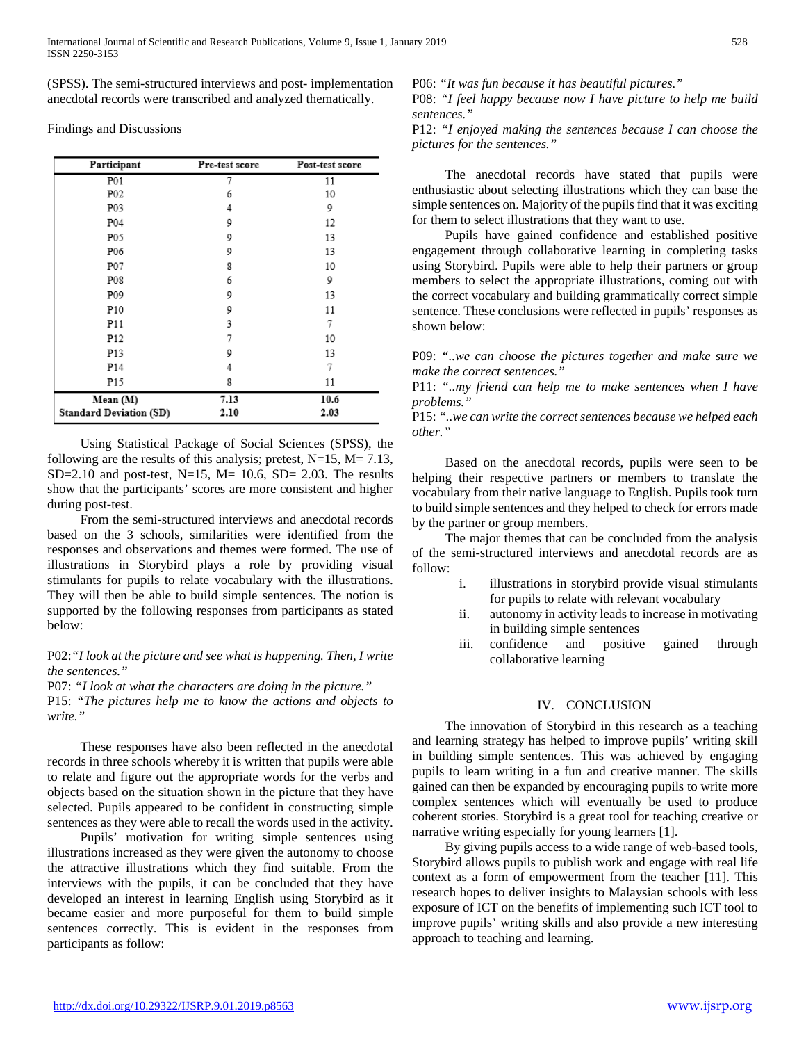(SPSS). The semi-structured interviews and post- implementation anecdotal records were transcribed and analyzed thematically.

Findings and Discussions

| Participant | Pre-test score | Post-test score |
|---|---|---|
| P01 | 7 | 11 |
| P02 | 6 | 10 |
| P03 | 4 | 9 |
| P04 | 9 | 12 |
| P05 | 9 | 13 |
| P06 | 9 | 13 |
| P07 | 8 | 10 |
| P08 | 6 | 9 |
| P09 | 9 | 13 |
| P10 | 9 | 11 |
| P11 | 3 | 7 |
| P12 | 7 | 10 |
| P13 | 9 | 13 |
| P14 | 4 | 7 |
| P15 | 8 | 11 |
| **Mean (M)** | **7.13** | **10.6** |
| **Standard Deviation (SD)** | **2.10** | **2.03** |

Using Statistical Package of Social Sciences (SPSS), the following are the results of this analysis; pretest, N=15, M= 7.13, SD=2.10 and post-test, N=15, M= 10.6, SD= 2.03. The results show that the participants' scores are more consistent and higher during post-test.

From the semi-structured interviews and anecdotal records based on the 3 schools, similarities were identified from the responses and observations and themes were formed. The use of illustrations in Storybird plays a role by providing visual stimulants for pupils to relate vocabulary with the illustrations. They will then be able to build simple sentences. The notion is supported by the following responses from participants as stated below:

P02:*"I look at the picture and see what is happening. Then, I write the sentences."*
P07: *"I look at what the characters are doing in the picture."*
P15: *"The pictures help me to know the actions and objects to write."*

These responses have also been reflected in the anecdotal records in three schools whereby it is written that pupils were able to relate and figure out the appropriate words for the verbs and objects based on the situation shown in the picture that they have selected. Pupils appeared to be confident in constructing simple sentences as they were able to recall the words used in the activity.

Pupils' motivation for writing simple sentences using illustrations increased as they were given the autonomy to choose the attractive illustrations which they find suitable. From the interviews with the pupils, it can be concluded that they have developed an interest in learning English using Storybird as it became easier and more purposeful for them to build simple sentences correctly. This is evident in the responses from participants as follow:

P06: *"It was fun because it has beautiful pictures."*
P08: *"I feel happy because now I have picture to help me build sentences."*
P12: *"I enjoyed making the sentences because I can choose the pictures for the sentences."*

The anecdotal records have stated that pupils were enthusiastic about selecting illustrations which they can base the simple sentences on. Majority of the pupils find that it was exciting for them to select illustrations that they want to use.

Pupils have gained confidence and established positive engagement through collaborative learning in completing tasks using Storybird. Pupils were able to help their partners or group members to select the appropriate illustrations, coming out with the correct vocabulary and building grammatically correct simple sentence. These conclusions were reflected in pupils' responses as shown below:

P09: *"..we can choose the pictures together and make sure we make the correct sentences."*
P11: *"..my friend can help me to make sentences when I have problems."*
P15: *"..we can write the correct sentences because we helped each other."*

Based on the anecdotal records, pupils were seen to be helping their respective partners or members to translate the vocabulary from their native language to English. Pupils took turn to build simple sentences and they helped to check for errors made by the partner or group members.

The major themes that can be concluded from the analysis of the semi-structured interviews and anecdotal records are as follow:

i. illustrations in storybird provide visual stimulants for pupils to relate with relevant vocabulary
ii. autonomy in activity leads to increase in motivating in building simple sentences
iii. confidence and positive gained through collaborative learning

## IV. CONCLUSION

The innovation of Storybird in this research as a teaching and learning strategy has helped to improve pupils' writing skill in building simple sentences. This was achieved by engaging pupils to learn writing in a fun and creative manner. The skills gained can then be expanded by encouraging pupils to write more complex sentences which will eventually be used to produce coherent stories. Storybird is a great tool for teaching creative or narrative writing especially for young learners [1].

By giving pupils access to a wide range of web-based tools, Storybird allows pupils to publish work and engage with real life context as a form of empowerment from the teacher [11]. This research hopes to deliver insights to Malaysian schools with less exposure of ICT on the benefits of implementing such ICT tool to improve pupils' writing skills and also provide a new interesting approach to teaching and learning.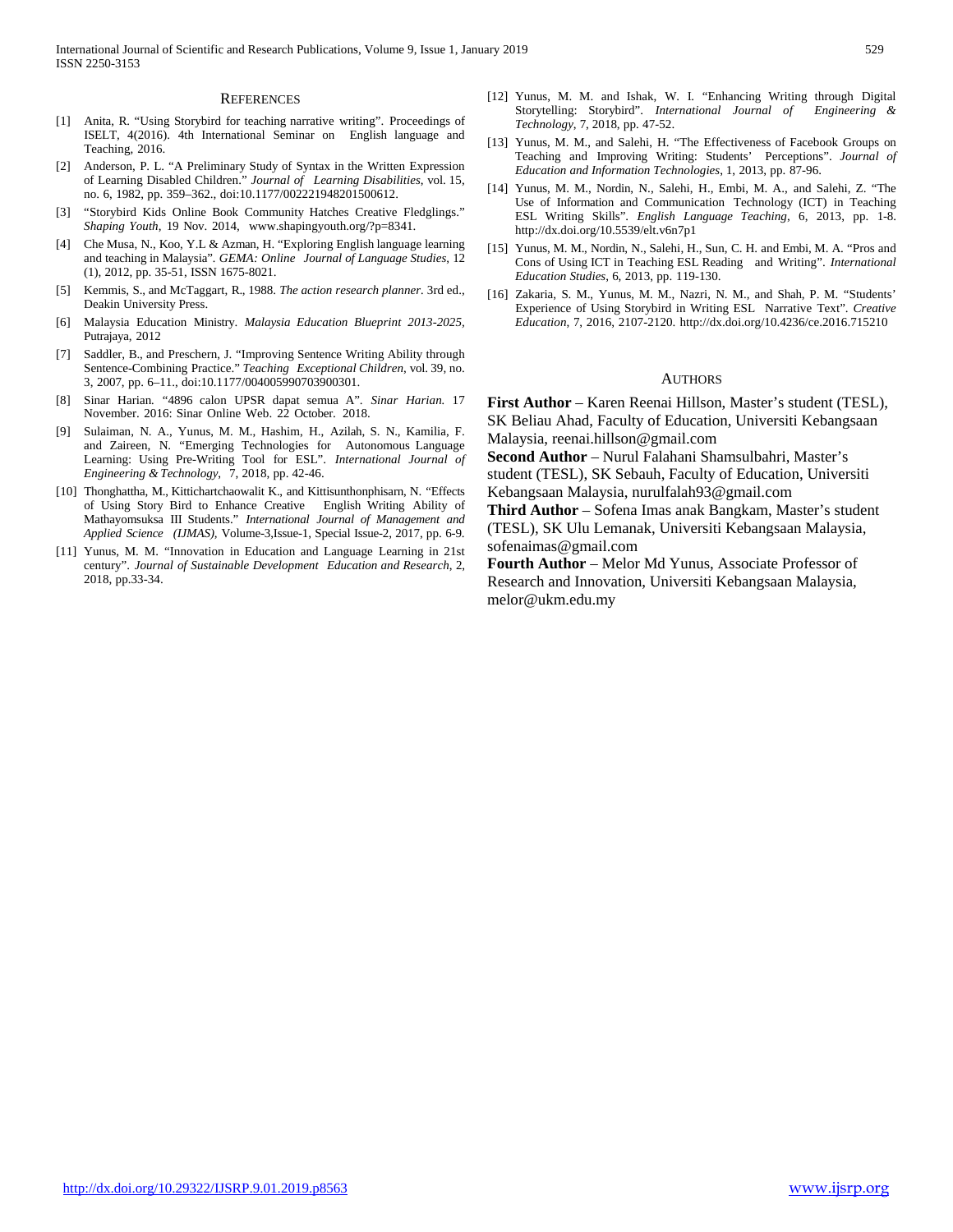## REFERENCES

[1] Anita, R. "Using Storybird for teaching narrative writing". Proceedings of ISELT, 4(2016). 4th International Seminar on English language and Teaching, 2016.

[2] Anderson, P. L. "A Preliminary Study of Syntax in the Written Expression of Learning Disabled Children." *Journal of Learning Disabilities*, vol. 15, no. 6, 1982, pp. 359–362., doi:10.1177/002221948201500612.

[3] "Storybird Kids Online Book Community Hatches Creative Fledglings." *Shaping Youth*, 19 Nov. 2014, www.shapingyouth.org/?p=8341.

[4] Che Musa, N., Koo, Y.L & Azman, H. "Exploring English language learning and teaching in Malaysia". *GEMA: Online Journal of Language Studies*, 12 (1), 2012, pp. 35-51, ISSN 1675-8021.

[5] Kemmis, S., and McTaggart, R., 1988. *The action research planner*. 3rd ed., Deakin University Press.

[6] Malaysia Education Ministry. *Malaysia Education Blueprint 2013-2025*, Putrajaya, 2012

[7] Saddler, B., and Preschern, J. "Improving Sentence Writing Ability through Sentence-Combining Practice." *Teaching Exceptional Children*, vol. 39, no. 3, 2007, pp. 6–11., doi:10.1177/004005990703900301.

[8] Sinar Harian. "4896 calon UPSR dapat semua A". *Sinar Harian*. 17 November. 2016: Sinar Online Web. 22 October. 2018.

[9] Sulaiman, N. A., Yunus, M. M., Hashim, H., Azilah, S. N., Kamilia, F. and Zaireen, N. "Emerging Technologies for Autonomous Language Learning: Using Pre-Writing Tool for ESL". *International Journal of Engineering & Technology*, 7, 2018, pp. 42-46.

[10] Thonghattha, M., Kittichartchaowalit K., and Kittisunthonphisarn, N. "Effects of Using Story Bird to Enhance Creative English Writing Ability of Mathayomsuksa III Students." *International Journal of Management and Applied Science (IJMAS)*, Volume-3,Issue-1, Special Issue-2, 2017, pp. 6-9.

[11] Yunus, M. M. "Innovation in Education and Language Learning in 21st century". *Journal of Sustainable Development Education and Research*, 2, 2018, pp.33-34.

[12] Yunus, M. M. and Ishak, W. I. "Enhancing Writing through Digital Storytelling: Storybird". *International Journal of Engineering & Technology*, 7, 2018, pp. 47-52.

[13] Yunus, M. M., and Salehi, H. "The Effectiveness of Facebook Groups on Teaching and Improving Writing: Students' Perceptions". *Journal of Education and Information Technologies*, 1, 2013, pp. 87-96.

[14] Yunus, M. M., Nordin, N., Salehi, H., Embi, M. A., and Salehi, Z. "The Use of Information and Communication Technology (ICT) in Teaching ESL Writing Skills". *English Language Teaching*, 6, 2013, pp. 1-8. http://dx.doi.org/10.5539/elt.v6n7p1

[15] Yunus, M. M., Nordin, N., Salehi, H., Sun, C. H. and Embi, M. A. "Pros and Cons of Using ICT in Teaching ESL Reading and Writing". *International Education Studies*, 6, 2013, pp. 119-130.

[16] Zakaria, S. M., Yunus, M. M., Nazri, N. M., and Shah, P. M. "Students' Experience of Using Storybird in Writing ESL Narrative Text". *Creative Education*, 7, 2016, 2107-2120. http://dx.doi.org/10.4236/ce.2016.715210

## AUTHORS

**First Author** – Karen Reenai Hillson, Master's student (TESL), SK Beliau Ahad, Faculty of Education, Universiti Kebangsaan Malaysia, reenai.hillson@gmail.com

**Second Author** – Nurul Falahani Shamsulbahri, Master's student (TESL), SK Sebauh, Faculty of Education, Universiti Kebangsaan Malaysia, nurulfalah93@gmail.com

**Third Author** – Sofena Imas anak Bangkam, Master's student (TESL), SK Ulu Lemanak, Universiti Kebangsaan Malaysia, sofenaimas@gmail.com

**Fourth Author** – Melor Md Yunus, Associate Professor of Research and Innovation, Universiti Kebangsaan Malaysia, melor@ukm.edu.my